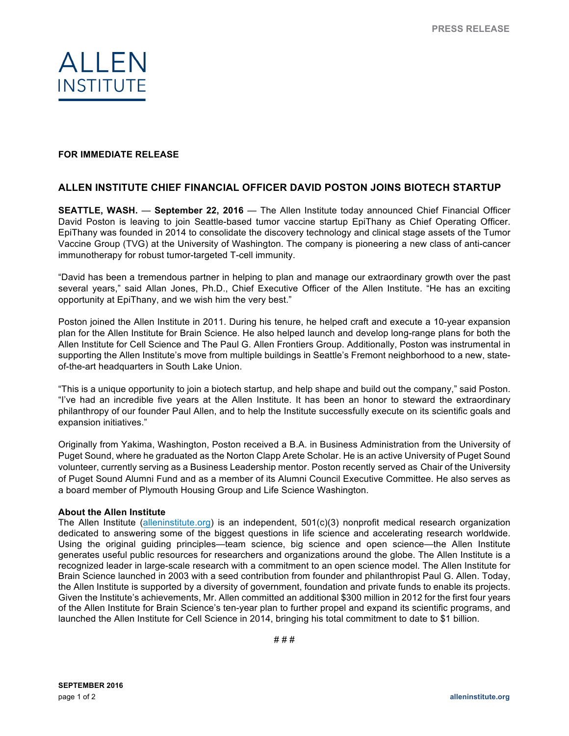PRESS RELEASE

# ALLEN INSTITUTE

**FOR IMMEDIATE RELEASE**

## ALLEN INSTITUTE CHIEF FINANCIAL OFFICER DAVID POSTON JOINS BIOTECH STARTUP

**SEATTLE, WASH.** — **September 22, 2016** — The Allen Institute today announced Chief Financial Officer David Poston is leaving to join Seattle-based tumor vaccine startup EpiThany as Chief Operating Officer. EpiThany was founded in 2014 to consolidate the discovery technology and clinical stage assets of the Tumor Vaccine Group (TVG) at the University of Washington. The company is pioneering a new class of anti-cancer immunotherapy for robust tumor-targeted T-cell immunity.

"David has been a tremendous partner in helping to plan and manage our extraordinary growth over the past several years," said Allan Jones, Ph.D., Chief Executive Officer of the Allen Institute. "He has an exciting opportunity at EpiThany, and we wish him the very best."

Poston joined the Allen Institute in 2011. During his tenure, he helped craft and execute a 10-year expansion plan for the Allen Institute for Brain Science. He also helped launch and develop long-range plans for both the Allen Institute for Cell Science and The Paul G. Allen Frontiers Group. Additionally, Poston was instrumental in supporting the Allen Institute's move from multiple buildings in Seattle's Fremont neighborhood to a new, state-of-the-art headquarters in South Lake Union.

"This is a unique opportunity to join a biotech startup, and help shape and build out the company," said Poston. "I've had an incredible five years at the Allen Institute. It has been an honor to steward the extraordinary philanthropy of our founder Paul Allen, and to help the Institute successfully execute on its scientific goals and expansion initiatives."

Originally from Yakima, Washington, Poston received a B.A. in Business Administration from the University of Puget Sound, where he graduated as the Norton Clapp Arete Scholar. He is an active University of Puget Sound volunteer, currently serving as a Business Leadership mentor. Poston recently served as Chair of the University of Puget Sound Alumni Fund and as a member of its Alumni Council Executive Committee. He also serves as a board member of Plymouth Housing Group and Life Science Washington.

**About the Allen Institute**

The Allen Institute (alleninstitute.org) is an independent, 501(c)(3) nonprofit medical research organization dedicated to answering some of the biggest questions in life science and accelerating research worldwide. Using the original guiding principles—team science, big science and open science—the Allen Institute generates useful public resources for researchers and organizations around the globe. The Allen Institute is a recognized leader in large-scale research with a commitment to an open science model. The Allen Institute for Brain Science launched in 2003 with a seed contribution from founder and philanthropist Paul G. Allen. Today, the Allen Institute is supported by a diversity of government, foundation and private funds to enable its projects. Given the Institute's achievements, Mr. Allen committed an additional $300 million in 2012 for the first four years of the Allen Institute for Brain Science's ten-year plan to further propel and expand its scientific programs, and launched the Allen Institute for Cell Science in 2014, bringing his total commitment to date to $1 billion.

# # #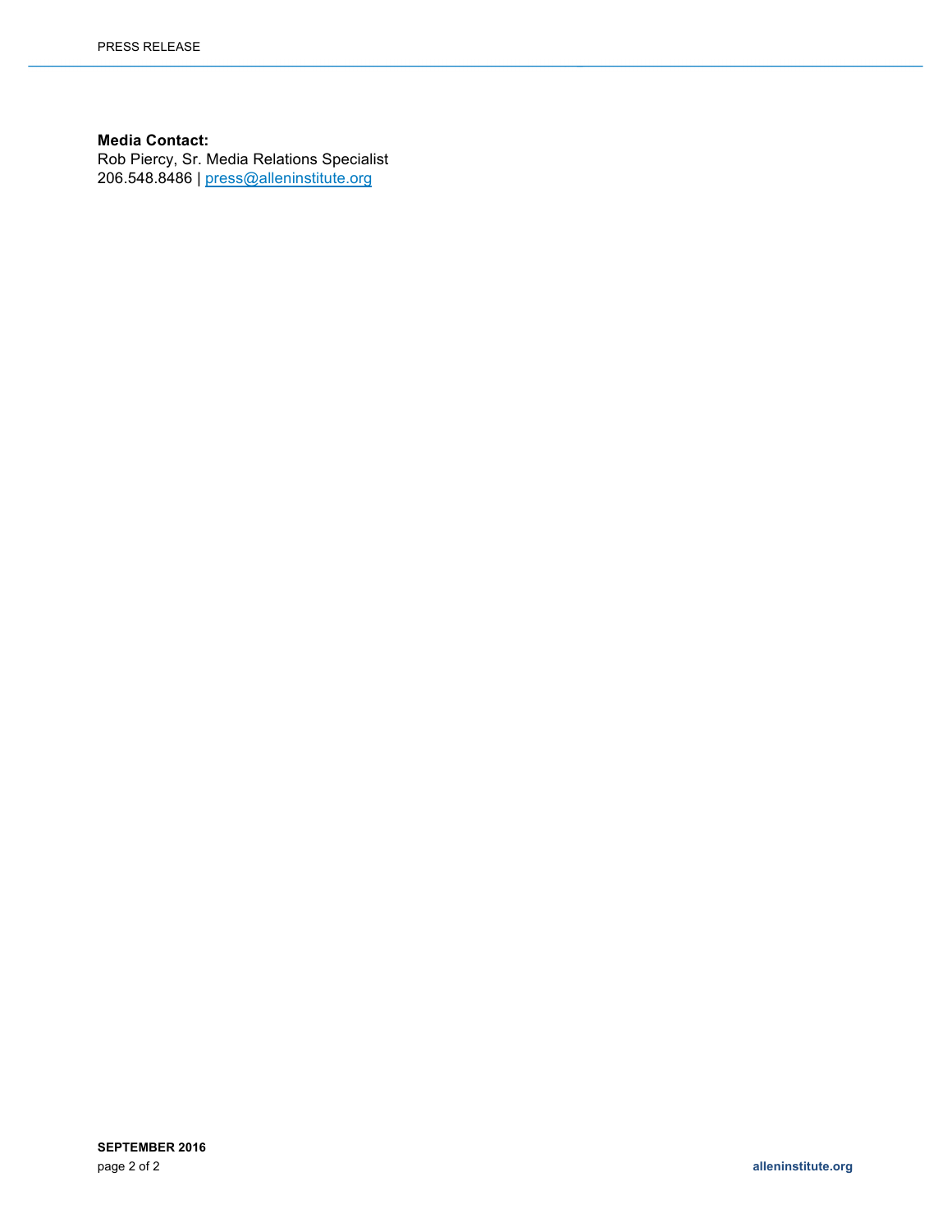**Media Contact:**
Rob Piercy, Sr. Media Relations Specialist
206.548.8486 | press@alleninstitute.org